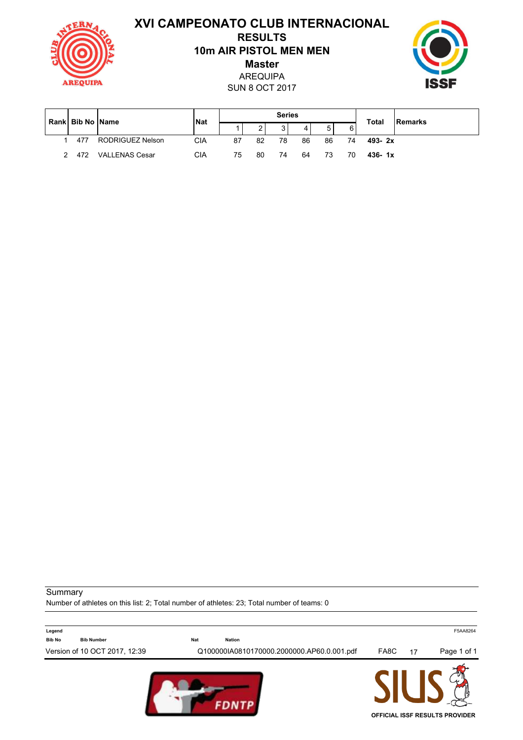# XVI CAMPEONATO CLUB INTERNACIONAL

## RESULTS

## 10m AIR PISTOL MEN MEN

## Master

AREQUIPA

SUN 8 OCT 2017

| Rank | Bib No | Name | Nat | Series | | | | | | Total | Remarks |
|---|---|---|---|---|---|---|---|---|---|---|---|
| | | | | 1 | 2 | 3 | 4 | 5 | 6 | | |
| 1 | 477 | RODRIGUEZ Nelson | CIA | 87 | 82 | 78 | 86 | 86 | 74 | **493- 2x** | |
| 2 | 472 | VALLENAS Cesar | CIA | 75 | 80 | 74 | 64 | 73 | 70 | **436- 1x** | |

Summary

Number of athletes on this list: 2; Total number of athletes: 23; Total number of teams: 0

**Legend**

**Bib No** **Bib Number** **Nat** **Nation**

F5AA8264

Version of 10 OCT 2017, 12:39 Q100000IA0810170000.2000000.AP60.0.001.pdf FA8C 17

OFFICIAL ISSF RESULTS PROVIDER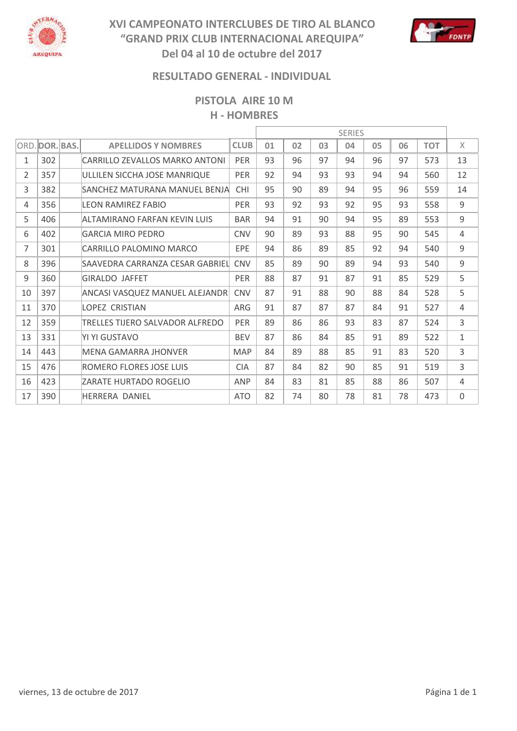# XVI CAMPEONATO INTERCLUBES DE TIRO AL BLANCO "GRAND PRIX CLUB INTERNACIONAL AREQUIPA"

## Del 04 al 10 de octubre del 2017

### RESULTADO GENERAL - INDIVIDUAL

### PISTOLA AIRE 10 M

### H - HOMBRES

| ORD. | DOR. | BAS. | APELLIDOS Y NOMBRES | CLUB | SERIES 01 | 02 | 03 | 04 | 05 | 06 | TOT | X |
|---|---|---|---|---|---|---|---|---|---|---|---|---|
| 1 | 302 | | CARRILLO ZEVALLOS MARKO ANTONI | PER | 93 | 96 | 97 | 94 | 96 | 97 | 573 | 13 |
| 2 | 357 | | ULLILEN SICCHA JOSE MANRIQUE | PER | 92 | 94 | 93 | 93 | 94 | 94 | 560 | 12 |
| 3 | 382 | | SANCHEZ MATURANA MANUEL BENJA | CHI | 95 | 90 | 89 | 94 | 95 | 96 | 559 | 14 |
| 4 | 356 | | LEON RAMIREZ FABIO | PER | 93 | 92 | 93 | 92 | 95 | 93 | 558 | 9 |
| 5 | 406 | | ALTAMIRANO FARFAN KEVIN LUIS | BAR | 94 | 91 | 90 | 94 | 95 | 89 | 553 | 9 |
| 6 | 402 | | GARCIA MIRO PEDRO | CNV | 90 | 89 | 93 | 88 | 95 | 90 | 545 | 4 |
| 7 | 301 | | CARRILLO PALOMINO MARCO | EPE | 94 | 86 | 89 | 85 | 92 | 94 | 540 | 9 |
| 8 | 396 | | SAAVEDRA CARRANZA CESAR GABRIEL | CNV | 85 | 89 | 90 | 89 | 94 | 93 | 540 | 9 |
| 9 | 360 | | GIRALDO JAFFET | PER | 88 | 87 | 91 | 87 | 91 | 85 | 529 | 5 |
| 10 | 397 | | ANCASI VASQUEZ MANUEL ALEJANDR | CNV | 87 | 91 | 88 | 90 | 88 | 84 | 528 | 5 |
| 11 | 370 | | LOPEZ CRISTIAN | ARG | 91 | 87 | 87 | 87 | 84 | 91 | 527 | 4 |
| 12 | 359 | | TRELLES TIJERO SALVADOR ALFREDO | PER | 89 | 86 | 86 | 93 | 83 | 87 | 524 | 3 |
| 13 | 331 | | YI YI GUSTAVO | BEV | 87 | 86 | 84 | 85 | 91 | 89 | 522 | 1 |
| 14 | 443 | | MENA GAMARRA JHONVER | MAP | 84 | 89 | 88 | 85 | 91 | 83 | 520 | 3 |
| 15 | 476 | | ROMERO FLORES JOSE LUIS | CIA | 87 | 84 | 82 | 90 | 85 | 91 | 519 | 3 |
| 16 | 423 | | ZARATE HURTADO ROGELIO | ANP | 84 | 83 | 81 | 85 | 88 | 86 | 507 | 4 |
| 17 | 390 | | HERRERA DANIEL | ATO | 82 | 74 | 80 | 78 | 81 | 78 | 473 | 0 |

viernes, 13 de octubre de 2017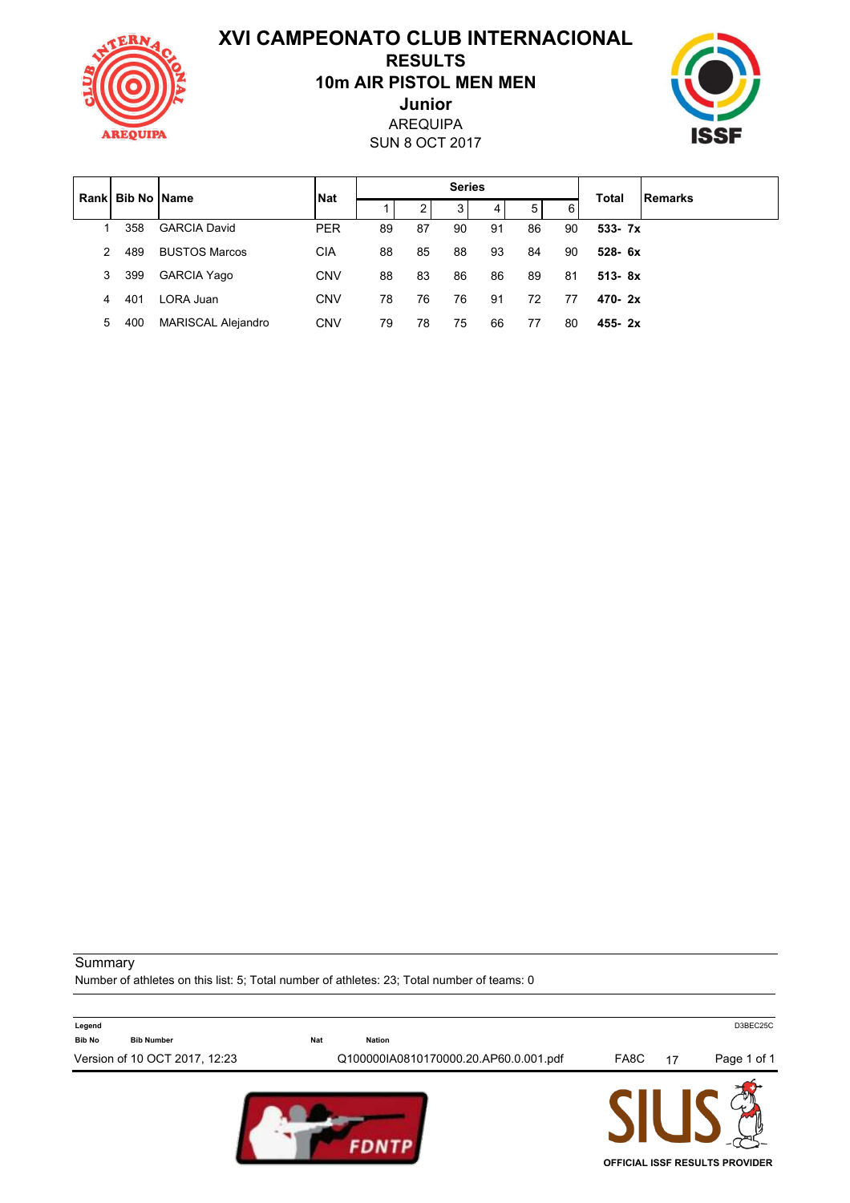# XVI CAMPEONATO CLUB INTERNACIONAL

## RESULTS

## 10m AIR PISTOL MEN MEN

## Junior

AREQUIPA

SUN 8 OCT 2017

| Rank | Bib No | Name | Nat | Series | | | | | | Total | Remarks |
|---|---|---|---|---|---|---|---|---|---|---|---|
| | | | | 1 | 2 | 3 | 4 | 5 | 6 | | |
| 1 | 358 | GARCIA David | PER | 89 | 87 | 90 | 91 | 86 | 90 | **533- 7x** | |
| 2 | 489 | BUSTOS Marcos | CIA | 88 | 85 | 88 | 93 | 84 | 90 | **528- 6x** | |
| 3 | 399 | GARCIA Yago | CNV | 88 | 83 | 86 | 86 | 89 | 81 | **513- 8x** | |
| 4 | 401 | LORA Juan | CNV | 78 | 76 | 76 | 91 | 72 | 77 | **470- 2x** | |
| 5 | 400 | MARISCAL Alejandro | CNV | 79 | 78 | 75 | 66 | 77 | 80 | **455- 2x** | |

Summary

Number of athletes on this list: 5; Total number of athletes: 23; Total number of teams: 0

**Legend**

**Bib No** Bib Number **Nat** Nation

D3BEC25C

Version of 10 OCT 2017, 12:23 Q100000IA0810170000.20.AP60.0.001.pdf FA8C 17

OFFICIAL ISSF RESULTS PROVIDER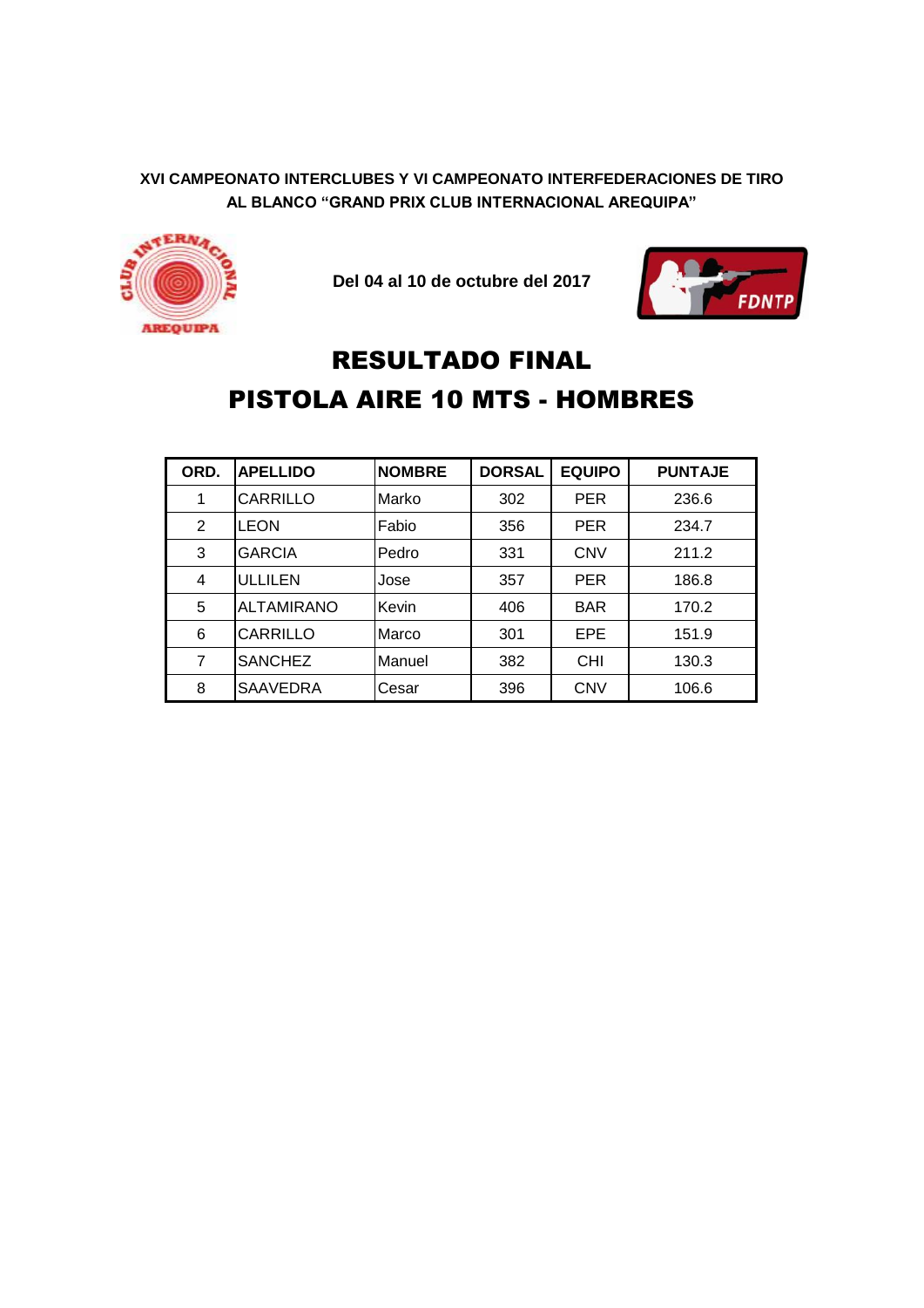**XVI CAMPEONATO INTERCLUBES Y VI CAMPEONATO INTERFEDERACIONES DE TIRO AL BLANCO "GRAND PRIX CLUB INTERNACIONAL AREQUIPA"**

**Del 04 al 10 de octubre del 2017**

# RESULTADO FINAL

# PISTOLA AIRE 10 MTS - HOMBRES

| ORD. | APELLIDO | NOMBRE | DORSAL | EQUIPO | PUNTAJE |
|---|---|---|---|---|---|
| 1 | CARRILLO | Marko | 302 | PER | 236.6 |
| 2 | LEON | Fabio | 356 | PER | 234.7 |
| 3 | GARCIA | Pedro | 331 | CNV | 211.2 |
| 4 | ULLILEN | Jose | 357 | PER | 186.8 |
| 5 | ALTAMIRANO | Kevin | 406 | BAR | 170.2 |
| 6 | CARRILLO | Marco | 301 | EPE | 151.9 |
| 7 | SANCHEZ | Manuel | 382 | CHI | 130.3 |
| 8 | SAAVEDRA | Cesar | 396 | CNV | 106.6 |